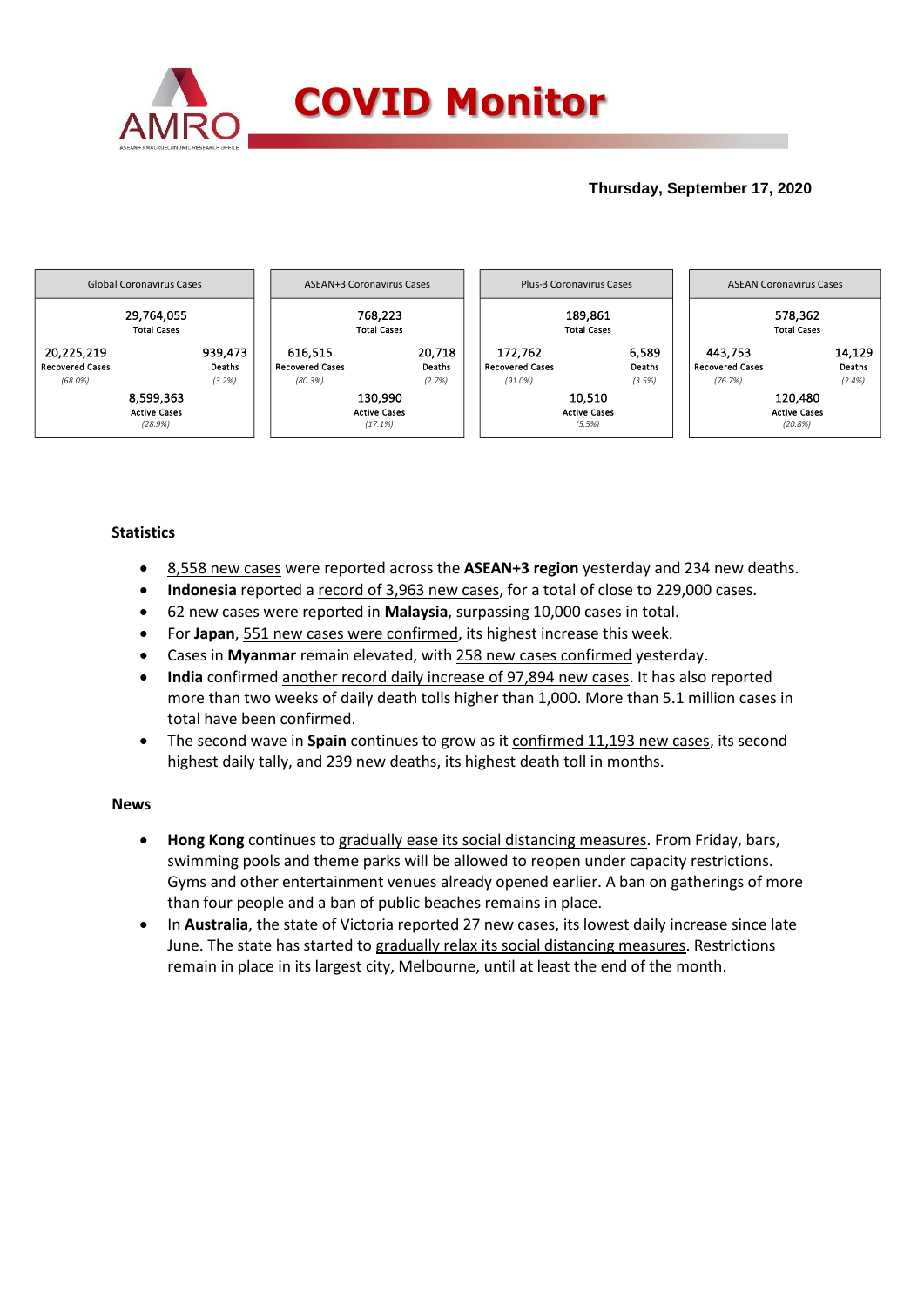# COVID Monitor

**Thursday, September 17, 2020**

| Global Coronavirus Cases | | |
|---|---|---|
| | 29,764,055 Total Cases | |
| 20,225,219 Recovered Cases *(68.0%)* | | 939,473 Deaths *(3.2%)* |
| | 8,599,363 Active Cases *(28.9%)* | |

| ASEAN+3 Coronavirus Cases | | |
|---|---|---|
| | 768,223 Total Cases | |
| 616,515 Recovered Cases *(80.3%)* | | 20,718 Deaths *(2.7%)* |
| | 130,990 Active Cases *(17.1%)* | |

| Plus-3 Coronavirus Cases | | |
|---|---|---|
| | 189,861 Total Cases | |
| 172,762 Recovered Cases *(91.0%)* | | 6,589 Deaths *(3.5%)* |
| | 10,510 Active Cases *(5.5%)* | |

| ASEAN Coronavirus Cases | | |
|---|---|---|
| | 578,362 Total Cases | |
| 443,753 Recovered Cases *(76.7%)* | | 14,129 Deaths *(2.4%)* |
| | 120,480 Active Cases *(20.8%)* | |

### Statistics

- 8,558 new cases were reported across the **ASEAN+3 region** yesterday and 234 new deaths.
- **Indonesia** reported a record of 3,963 new cases, for a total of close to 229,000 cases.
- 62 new cases were reported in **Malaysia**, surpassing 10,000 cases in total.
- For **Japan**, 551 new cases were confirmed, its highest increase this week.
- Cases in **Myanmar** remain elevated, with 258 new cases confirmed yesterday.
- **India** confirmed another record daily increase of 97,894 new cases. It has also reported more than two weeks of daily death tolls higher than 1,000. More than 5.1 million cases in total have been confirmed.
- The second wave in **Spain** continues to grow as it confirmed 11,193 new cases, its second highest daily tally, and 239 new deaths, its highest death toll in months.

### News

- **Hong Kong** continues to gradually ease its social distancing measures. From Friday, bars, swimming pools and theme parks will be allowed to reopen under capacity restrictions. Gyms and other entertainment venues already opened earlier. A ban on gatherings of more than four people and a ban of public beaches remains in place.
- In **Australia**, the state of Victoria reported 27 new cases, its lowest daily increase since late June. The state has started to gradually relax its social distancing measures. Restrictions remain in place in its largest city, Melbourne, until at least the end of the month.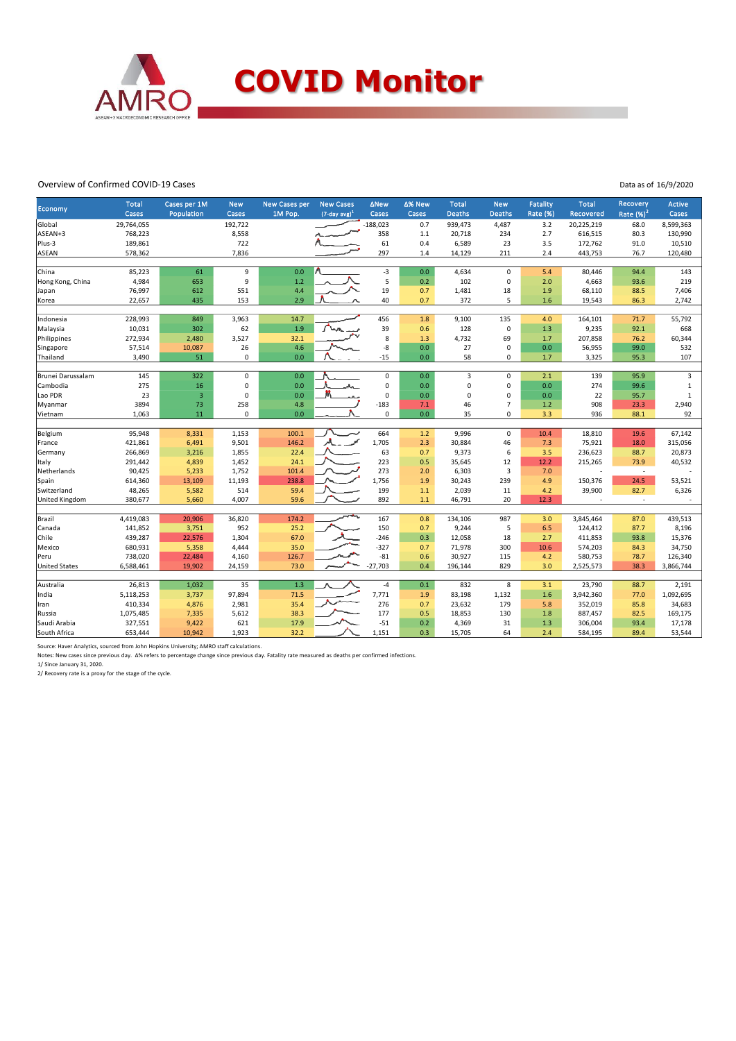# COVID Monitor

Overview of Confirmed COVID-19 Cases

Data as of 16/9/2020

| Economy | Total Cases | Cases per 1M Population | New Cases | New Cases per 1M Pop. | New Cases (7-day avg)[1] | ΔNew Cases | Δ% New Cases | Total Deaths | New Deaths | Fatality Rate (%) | Total Recovered | Recovery Rate (%)[2] | Active Cases |
|---|---|---|---|---|---|---|---|---|---|---|---|---|---|
| Global | 29,764,055 | | 192,722 | | | -188,023 | 0.7 | 939,473 | 4,487 | 3.2 | 20,225,219 | 68.0 | 8,599,363 |
| ASEAN+3 | 768,223 | | 8,558 | | | 358 | 1.1 | 20,718 | 234 | 2.7 | 616,515 | 80.3 | 130,990 |
| Plus-3 | 189,861 | | 722 | | | 61 | 0.4 | 6,589 | 23 | 3.5 | 172,762 | 91.0 | 10,510 |
| ASEAN | 578,362 | | 7,836 | | | 297 | 1.4 | 14,129 | 211 | 2.4 | 443,753 | 76.7 | 120,480 |
| | | | | | | | | | | | | | |
| China | 85,223 | 61 | 9 | 0.0 | | -3 | 0.0 | 4,634 | 0 | 5.4 | 80,446 | 94.4 | 143 |
| Hong Kong, China | 4,984 | 653 | 9 | 1.2 | | 5 | 0.2 | 102 | 0 | 2.0 | 4,663 | 93.6 | 219 |
| Japan | 76,997 | 612 | 551 | 4.4 | | 19 | 0.7 | 1,481 | 18 | 1.9 | 68,110 | 88.5 | 7,406 |
| Korea | 22,657 | 435 | 153 | 2.9 | | 40 | 0.7 | 372 | 5 | 1.6 | 19,543 | 86.3 | 2,742 |
| | | | | | | | | | | | | | |
| Indonesia | 228,993 | 849 | 3,963 | 14.7 | | 456 | 1.8 | 9,100 | 135 | 4.0 | 164,101 | 71.7 | 55,792 |
| Malaysia | 10,031 | 302 | 62 | 1.9 | | 39 | 0.6 | 128 | 0 | 1.3 | 9,235 | 92.1 | 668 |
| Philippines | 272,934 | 2,480 | 3,527 | 32.1 | | 8 | 1.3 | 4,732 | 69 | 1.7 | 207,858 | 76.2 | 60,344 |
| Singapore | 57,514 | 10,087 | 26 | 4.6 | | -8 | 0.0 | 27 | 0 | 0.0 | 56,955 | 99.0 | 532 |
| Thailand | 3,490 | 51 | 0 | 0.0 | | -15 | 0.0 | 58 | 0 | 1.7 | 3,325 | 95.3 | 107 |
| | | | | | | | | | | | | | |
| Brunei Darussalam | 145 | 322 | 0 | 0.0 | | 0 | 0.0 | 3 | 0 | 2.1 | 139 | 95.9 | 3 |
| Cambodia | 275 | 16 | 0 | 0.0 | | 0 | 0.0 | 0 | 0 | 0.0 | 274 | 99.6 | 1 |
| Lao PDR | 23 | 3 | 0 | 0.0 | | 0 | 0.0 | 0 | 0 | 0.0 | 22 | 95.7 | 1 |
| Myanmar | 3894 | 73 | 258 | 4.8 | | -183 | 7.1 | 46 | 7 | 1.2 | 908 | 23.3 | 2,940 |
| Vietnam | 1,063 | 11 | 0 | 0.0 | | 0 | 0.0 | 35 | 0 | 3.3 | 936 | 88.1 | 92 |
| | | | | | | | | | | | | | |
| Belgium | 95,948 | 8,331 | 1,153 | 100.1 | | 664 | 1.2 | 9,996 | 0 | 10.4 | 18,810 | 19.6 | 67,142 |
| France | 421,861 | 6,491 | 9,501 | 146.2 | | 1,705 | 2.3 | 30,884 | 46 | 7.3 | 75,921 | 18.0 | 315,056 |
| Germany | 266,869 | 3,216 | 1,855 | 22.4 | | 63 | 0.7 | 9,373 | 6 | 3.5 | 236,623 | 88.7 | 20,873 |
| Italy | 291,442 | 4,839 | 1,452 | 24.1 | | 223 | 0.5 | 35,645 | 12 | 12.2 | 215,265 | 73.9 | 40,532 |
| Netherlands | 90,425 | 5,233 | 1,752 | 101.4 | | 273 | 2.0 | 6,303 | 3 | 7.0 | - | - | - |
| Spain | 614,360 | 13,109 | 11,193 | 238.8 | | 1,756 | 1.9 | 30,243 | 239 | 4.9 | 150,376 | 24.5 | 53,521 |
| Switzerland | 48,265 | 5,582 | 514 | 59.4 | | 199 | 1.1 | 2,039 | 11 | 4.2 | 39,900 | 82.7 | 6,326 |
| United Kingdom | 380,677 | 5,660 | 4,007 | 59.6 | | 892 | 1.1 | 46,791 | 20 | 12.3 | - | - | - |
| | | | | | | | | | | | | | |
| Brazil | 4,419,083 | 20,906 | 36,820 | 174.2 | | 167 | 0.8 | 134,106 | 987 | 3.0 | 3,845,464 | 87.0 | 439,513 |
| Canada | 141,852 | 3,751 | 952 | 25.2 | | 150 | 0.7 | 9,244 | 5 | 6.5 | 124,412 | 87.7 | 8,196 |
| Chile | 439,287 | 22,576 | 1,304 | 67.0 | | -246 | 0.3 | 12,058 | 18 | 2.7 | 411,853 | 93.8 | 15,376 |
| Mexico | 680,931 | 5,358 | 4,444 | 35.0 | | -327 | 0.7 | 71,978 | 300 | 10.6 | 574,203 | 84.3 | 34,750 |
| Peru | 738,020 | 22,484 | 4,160 | 126.7 | | -81 | 0.6 | 30,927 | 115 | 4.2 | 580,753 | 78.7 | 126,340 |
| United States | 6,588,461 | 19,902 | 24,159 | 73.0 | | -27,703 | 0.4 | 196,144 | 829 | 3.0 | 2,525,573 | 38.3 | 3,866,744 |
| | | | | | | | | | | | | | |
| Australia | 26,813 | 1,032 | 35 | 1.3 | | -4 | 0.1 | 832 | 8 | 3.1 | 23,790 | 88.7 | 2,191 |
| India | 5,118,253 | 3,737 | 97,894 | 71.5 | | 7,771 | 1.9 | 83,198 | 1,132 | 1.6 | 3,942,360 | 77.0 | 1,092,695 |
| Iran | 410,334 | 4,876 | 2,981 | 35.4 | | 276 | 0.7 | 23,632 | 179 | 5.8 | 352,019 | 85.8 | 34,683 |
| Russia | 1,075,485 | 7,335 | 5,612 | 38.3 | | 177 | 0.5 | 18,853 | 130 | 1.8 | 887,457 | 82.5 | 169,175 |
| Saudi Arabia | 327,551 | 9,422 | 621 | 17.9 | | -51 | 0.2 | 4,369 | 31 | 1.3 | 306,004 | 93.4 | 17,178 |
| South Africa | 653,444 | 10,942 | 1,923 | 32.2 | | 1,151 | 0.3 | 15,705 | 64 | 2.4 | 584,195 | 89.4 | 53,544 |

Source: Haver Analytics, sourced from John Hopkins University; AMRO staff calculations.

Notes: New cases since previous day. Δ% refers to percentage change since previous day. Fatality rate measured as deaths per confirmed infections.

1/ Since January 31, 2020.

2/ Recovery rate is a proxy for the stage of the cycle.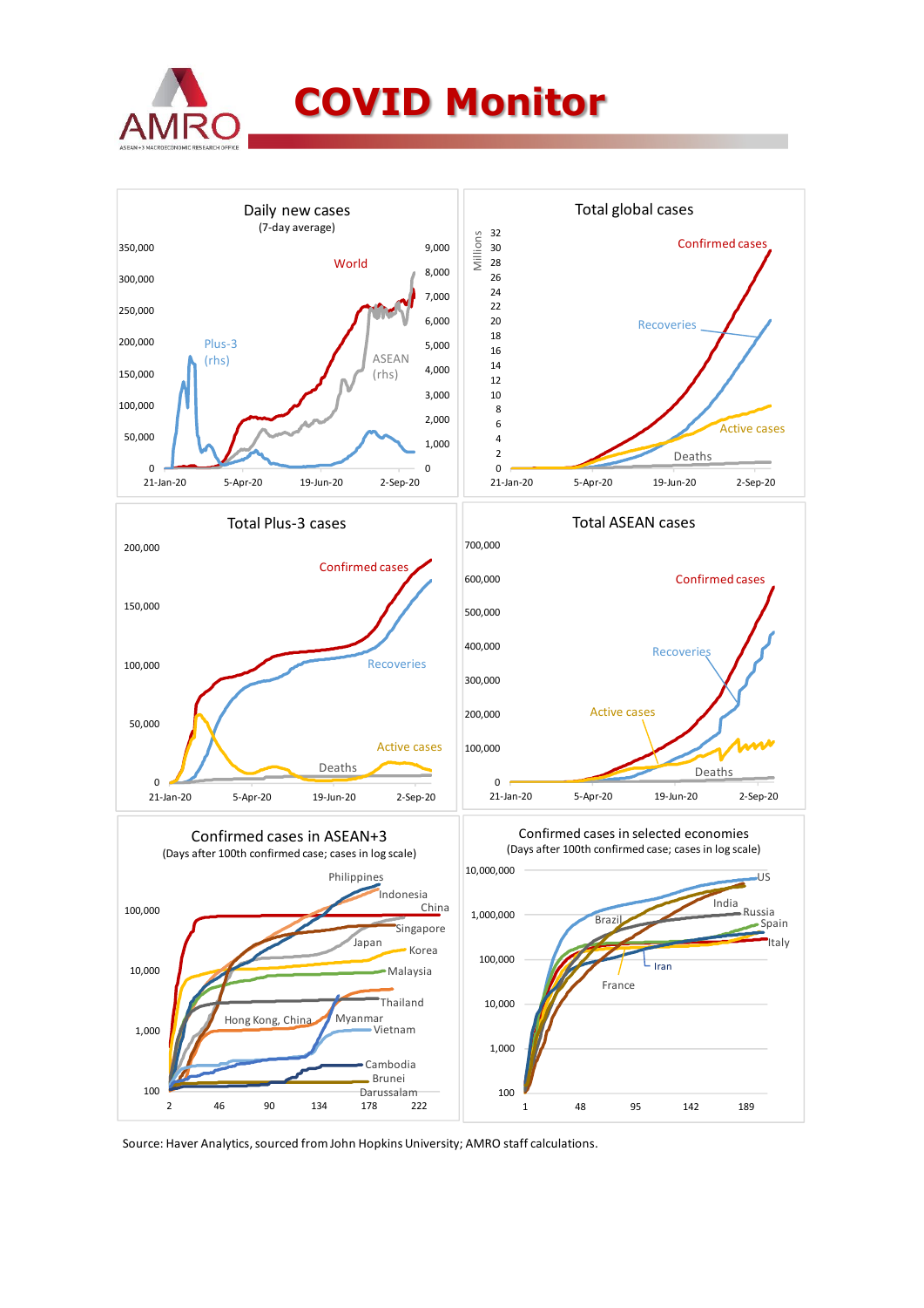# COVID Monitor

AMRO
ASEAN+3 MACROECONOMIC RESEARCH OFFICE

Daily new cases
(7-day average)

350,000
300,000
250,000
200,000
150,000
100,000
50,000
0

9,000
8,000
7,000
6,000
5,000
4,000
3,000
2,000
1,000
0

World
Plus-3 (rhs)
ASEAN (rhs)

21-Jan-20
5-Apr-20
19-Jun-20
2-Sep-20

Total global cases

Millions
32
30
28
26
24
22
20
18
16
14
12
10
8
6
4
2
0

Confirmed cases
Recoveries
Active cases
Deaths

21-Jan-20
5-Apr-20
19-Jun-20
2-Sep-20

Total Plus-3 cases

200,000
150,000
100,000
50,000
0

Confirmed cases
Recoveries
Active cases
Deaths

21-Jan-20
5-Apr-20
19-Jun-20
2-Sep-20

Total ASEAN cases

700,000
600,000
500,000
400,000
300,000
200,000
100,000
0

Confirmed cases
Recoveries
Active cases
Deaths

21-Jan-20
5-Apr-20
19-Jun-20
2-Sep-20

Confirmed cases in ASEAN+3
(Days after 100th confirmed case; cases in log scale)

100,000
10,000
1,000
100

Philippines
Indonesia
China
Singapore
Japan
Korea
Malaysia
Thailand
Hong Kong, China
Myanmar
Vietnam
Cambodia
Brunei
Darussalam

2
46
90
134
178
222

Confirmed cases in selected economies
(Days after 100th confirmed case; cases in log scale)

10,000,000
1,000,000
100,000
10,000
1,000
100

US
India
Brazil
Russia
Spain
Italy
Iran
France

1
48
95
142
189

Source: Haver Analytics, sourced from John Hopkins University; AMRO staff calculations.